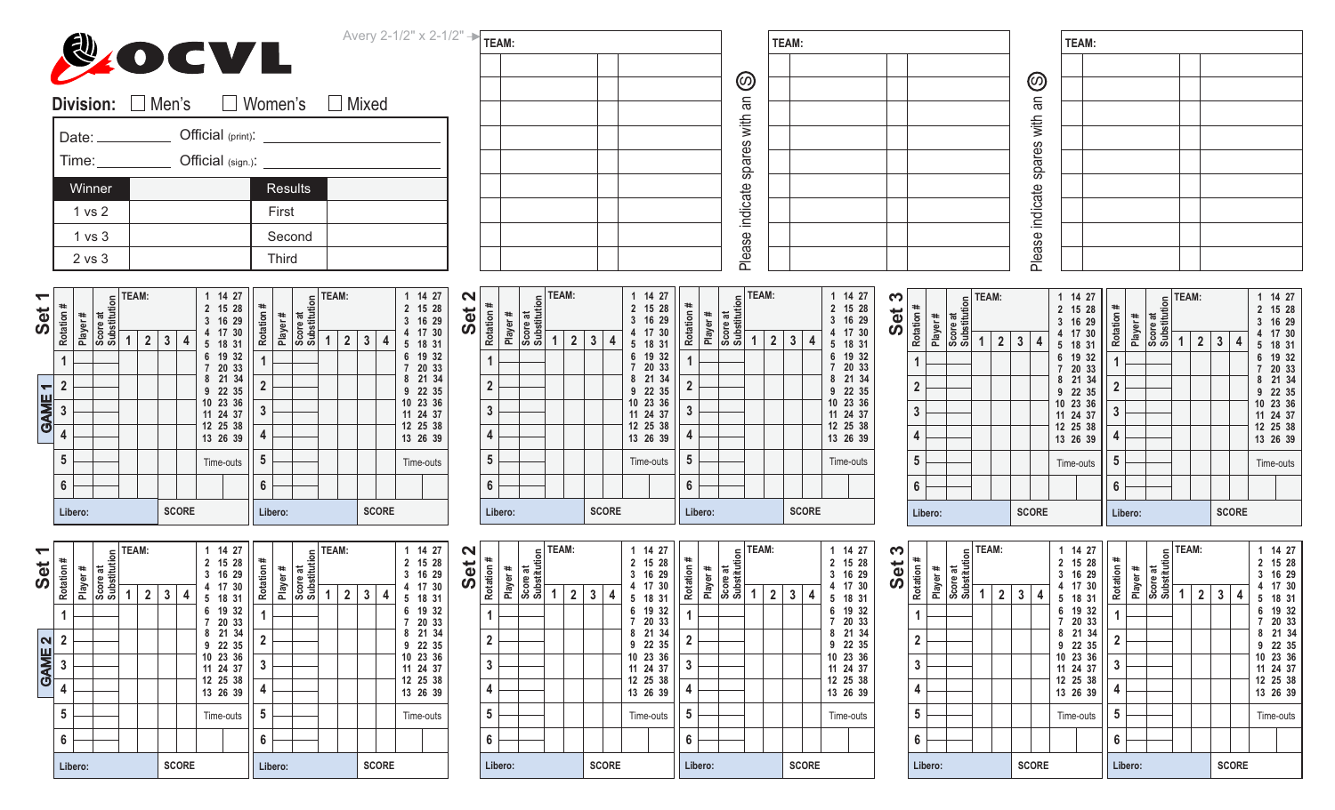# OCVL

Avery 2-1/2" x 2-1/2"

**Division:** ☐ Men's ☐ Women's ☐ Mixed

| Date: | | Official (print): | |
|---|---|---|---|
| Time: | | Official (sign.): | |

| Winner | | Results | |
|---|---|---|---|
| 1 vs 2 | | First | |
| 1 vs 3 | | Second | |
| 2 vs 3 | | Third | |

| TEAM: | | | |
|---|---|---|---|
| | | | |
| | | | |
| | | | |
| | | | |
| | | | |
| | | | |
| | | | |
| | | | |

Please indicate spares with an Ⓢ

| TEAM: | | | |
|---|---|---|---|
| | | | |
| | | | |
| | | | |
| | | | |
| | | | |
| | | | |
| | | | |
| | | | |

Please indicate spares with an Ⓢ

| TEAM: | | | |
|---|---|---|---|
| | | | |
| | | | |
| | | | |
| | | | |
| | | | |
| | | | |
| | | | |
| | | | |

## GAME 1

### Set 1

| Rotation # | Player # | Score at Substitution | TEAM: 1 | 2 | 3 | 4 | | |
|---|---|---|---|---|---|---|---|---|
| | | | | | | | 1 14 27 | 2 15 28 |
| 1 | | | | | | | 3 16 29 | 4 17 30 |
| 2 | | | | | | | 5 18 31 | 6 19 32 |
| 3 | | | | | | | 7 20 33 | 8 21 34 |
| 4 | | | | | | | 9 22 35 | 10 23 36 |
| | | | | | | | 11 24 37 | 12 25 38 |
| | | | | | | | 13 26 39 | |
| 5 | | | | | | | Time-outs | |
| 6 | | | | | | | | |
| Libero: | | | SCORE | | | | | |

(This scoresheet block is repeated twice for each of Set 1, Set 2 and Set 3 in Game 1.)

## GAME 2

### Set 1

| Rotation # | Player # | Score at Substitution | TEAM: 1 | 2 | 3 | 4 | | |
|---|---|---|---|---|---|---|---|---|
| | | | | | | | 1 14 27 | 2 15 28 |
| 1 | | | | | | | 3 16 29 | 4 17 30 |
| 2 | | | | | | | 5 18 31 | 6 19 32 |
| 3 | | | | | | | 7 20 33 | 8 21 34 |
| 4 | | | | | | | 9 22 35 | 10 23 36 |
| | | | | | | | 11 24 37 | 12 25 38 |
| | | | | | | | 13 26 39 | |
| 5 | | | | | | | Time-outs | |
| 6 | | | | | | | | |
| Libero: | | | SCORE | | | | | |

(This scoresheet block is repeated twice for each of Set 1, Set 2 and Set 3 in Game 2.)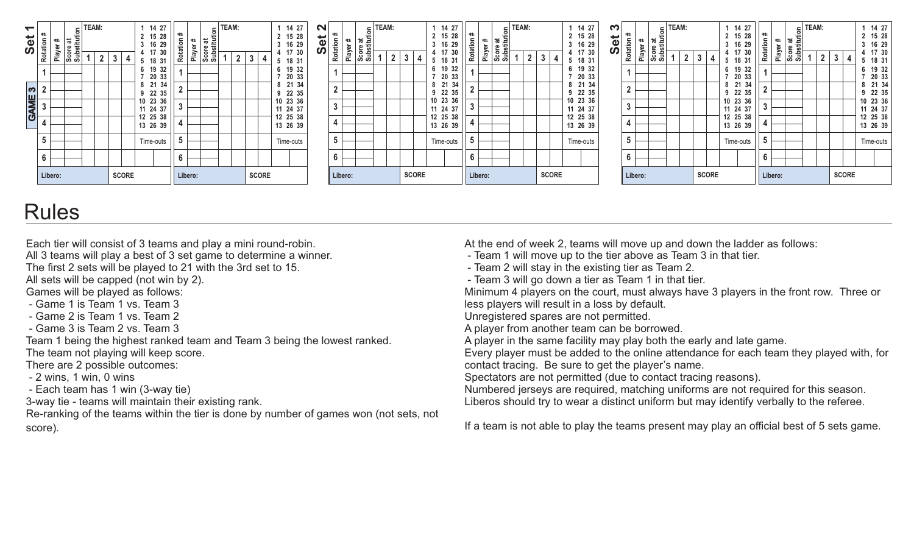## GAME 3

### Set 1

| Rotation # | Player # | Score at Substitution | TEAM: 1 | 2 | 3 | 4 | |
|---|---|---|---|---|---|---|---|
| 1 | | | | | | | 1 14 27 / 2 15 28 / 3 16 29 / 4 17 30 / 5 18 31 |
| 2 | | | | | | | 6 19 32 / 7 20 33 / 8 21 34 / 9 22 35 |
| 3 | | | | | | | 10 23 36 / 11 24 37 |
| 4 | | | | | | | 12 25 38 / 13 26 39 |
| 5 | | | | | | | Time-outs |
| 6 | | | | | | | |
| Libero: | | | SCORE | | | | |

| Rotation # | Player # | Score at Substitution | TEAM: 1 | 2 | 3 | 4 | |
|---|---|---|---|---|---|---|---|
| 1 | | | | | | | 1 14 27 / 2 15 28 / 3 16 29 / 4 17 30 / 5 18 31 |
| 2 | | | | | | | 6 19 32 / 7 20 33 / 8 21 34 / 9 22 35 |
| 3 | | | | | | | 10 23 36 / 11 24 37 |
| 4 | | | | | | | 12 25 38 / 13 26 39 |
| 5 | | | | | | | Time-outs |
| 6 | | | | | | | |
| Libero: | | | SCORE | | | | |

### Set 2

| Rotation # | Player # | Score at Substitution | TEAM: 1 | 2 | 3 | 4 | |
|---|---|---|---|---|---|---|---|
| 1 | | | | | | | 1 14 27 / 2 15 28 / 3 16 29 / 4 17 30 / 5 18 31 |
| 2 | | | | | | | 6 19 32 / 7 20 33 / 8 21 34 / 9 22 35 |
| 3 | | | | | | | 10 23 36 / 11 24 37 |
| 4 | | | | | | | 12 25 38 / 13 26 39 |
| 5 | | | | | | | Time-outs |
| 6 | | | | | | | |
| Libero: | | | SCORE | | | | |

| Rotation # | Player # | Score at Substitution | TEAM: 1 | 2 | 3 | 4 | |
|---|---|---|---|---|---|---|---|
| 1 | | | | | | | 1 14 27 / 2 15 28 / 3 16 29 / 4 17 30 / 5 18 31 |
| 2 | | | | | | | 6 19 32 / 7 20 33 / 8 21 34 / 9 22 35 |
| 3 | | | | | | | 10 23 36 / 11 24 37 |
| 4 | | | | | | | 12 25 38 / 13 26 39 |
| 5 | | | | | | | Time-outs |
| 6 | | | | | | | |
| Libero: | | | SCORE | | | | |

### Set 3

| Rotation # | Player # | Score at Substitution | TEAM: 1 | 2 | 3 | 4 | |
|---|---|---|---|---|---|---|---|
| 1 | | | | | | | 1 14 27 / 2 15 28 / 3 16 29 / 4 17 30 / 5 18 31 |
| 2 | | | | | | | 6 19 32 / 7 20 33 / 8 21 34 / 9 22 35 |
| 3 | | | | | | | 10 23 36 / 11 24 37 |
| 4 | | | | | | | 12 25 38 / 13 26 39 |
| 5 | | | | | | | Time-outs |
| 6 | | | | | | | |
| Libero: | | | SCORE | | | | |

| Rotation # | Player # | Score at Substitution | TEAM: 1 | 2 | 3 | 4 | |
|---|---|---|---|---|---|---|---|
| 1 | | | | | | | 1 14 27 / 2 15 28 / 3 16 29 / 4 17 30 / 5 18 31 |
| 2 | | | | | | | 6 19 32 / 7 20 33 / 8 21 34 / 9 22 35 |
| 3 | | | | | | | 10 23 36 / 11 24 37 |
| 4 | | | | | | | 12 25 38 / 13 26 39 |
| 5 | | | | | | | Time-outs |
| 6 | | | | | | | |
| Libero: | | | SCORE | | | | |

# Rules

Each tier will consist of 3 teams and play a mini round-robin.
All 3 teams will play a best of 3 set game to determine a winner.
The first 2 sets will be played to 21 with the 3rd set to 15.
All sets will be capped (not win by 2).
Games will be played as follows:

- Game 1 is Team 1 vs. Team 3
- Game 2 is Team 1 vs. Team 2
- Game 3 is Team 2 vs. Team 3

Team 1 being the highest ranked team and Team 3 being the lowest ranked.
The team not playing will keep score.
There are 2 possible outcomes:

- 2 wins, 1 win, 0 wins
- Each team has 1 win (3-way tie)

3-way tie - teams will maintain their existing rank.
Re-ranking of the teams within the tier is done by number of games won (not sets, not score).

At the end of week 2, teams will move up and down the ladder as follows:

- Team 1 will move up to the tier above as Team 3 in that tier.
- Team 2 will stay in the existing tier as Team 2.
- Team 3 will go down a tier as Team 1 in that tier.

Minimum 4 players on the court, must always have 3 players in the front row. Three or less players will result in a loss by default.
Unregistered spares are not permitted.
A player from another team can be borrowed.
A player in the same facility may play both the early and late game.
Every player must be added to the online attendance for each team they played with, for contact tracing. Be sure to get the player's name.
Spectators are not permitted (due to contact tracing reasons).
Numbered jerseys are required, matching uniforms are not required for this season.
Liberos should try to wear a distinct uniform but may identify verbally to the referee.

If a team is not able to play the teams present may play an official best of 5 sets game.